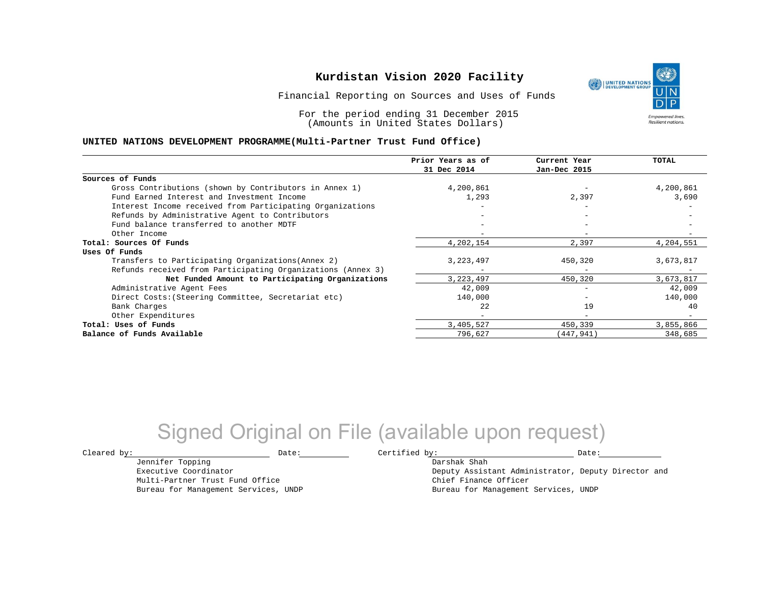# Kurdistan Vision 2020 Facility

Financial Reporting on Sources and Uses of Funds

For the period ending 31 December 2015
(Amounts in United States Dollars)

**UNITED NATIONS DEVELOPMENT PROGRAMME(Multi-Partner Trust Fund Office)**

| | Prior Years as of 31 Dec 2014 | Current Year Jan-Dec 2015 | TOTAL |
|---|---|---|---|
| **Sources of Funds** | | | |
| Gross Contributions (shown by Contributors in Annex 1) | 4,200,861 | - | 4,200,861 |
| Fund Earned Interest and Investment Income | 1,293 | 2,397 | 3,690 |
| Interest Income received from Participating Organizations | - | - | - |
| Refunds by Administrative Agent to Contributors | - | - | - |
| Fund balance transferred to another MDTF | - | - | - |
| Other Income | - | - | - |
| **Total: Sources Of Funds** | 4,202,154 | 2,397 | 4,204,551 |
| **Uses Of Funds** | | | |
| Transfers to Participating Organizations(Annex 2) | 3,223,497 | 450,320 | 3,673,817 |
| Refunds received from Participating Organizations (Annex 3) | - | - | - |
| **Net Funded Amount to Participating Organizations** | 3,223,497 | 450,320 | 3,673,817 |
| Administrative Agent Fees | 42,009 | - | 42,009 |
| Direct Costs:(Steering Committee, Secretariat etc) | 140,000 | - | 140,000 |
| Bank Charges | 22 | 19 | 40 |
| Other Expenditures | - | - | - |
| **Total: Uses of Funds** | 3,405,527 | 450,339 | 3,855,866 |
| **Balance of Funds Available** | 796,627 | (447,941) | 348,685 |

Signed Original on File (available upon request)

Cleared by: ____________________ Date: __________

Jennifer Topping
Executive Coordinator
Multi-Partner Trust Fund Office
Bureau for Management Services, UNDP

Certified by: ____________________ Date: __________

Darshak Shah
Deputy Assistant Administrator, Deputy Director and Chief Finance Officer
Bureau for Management Services, UNDP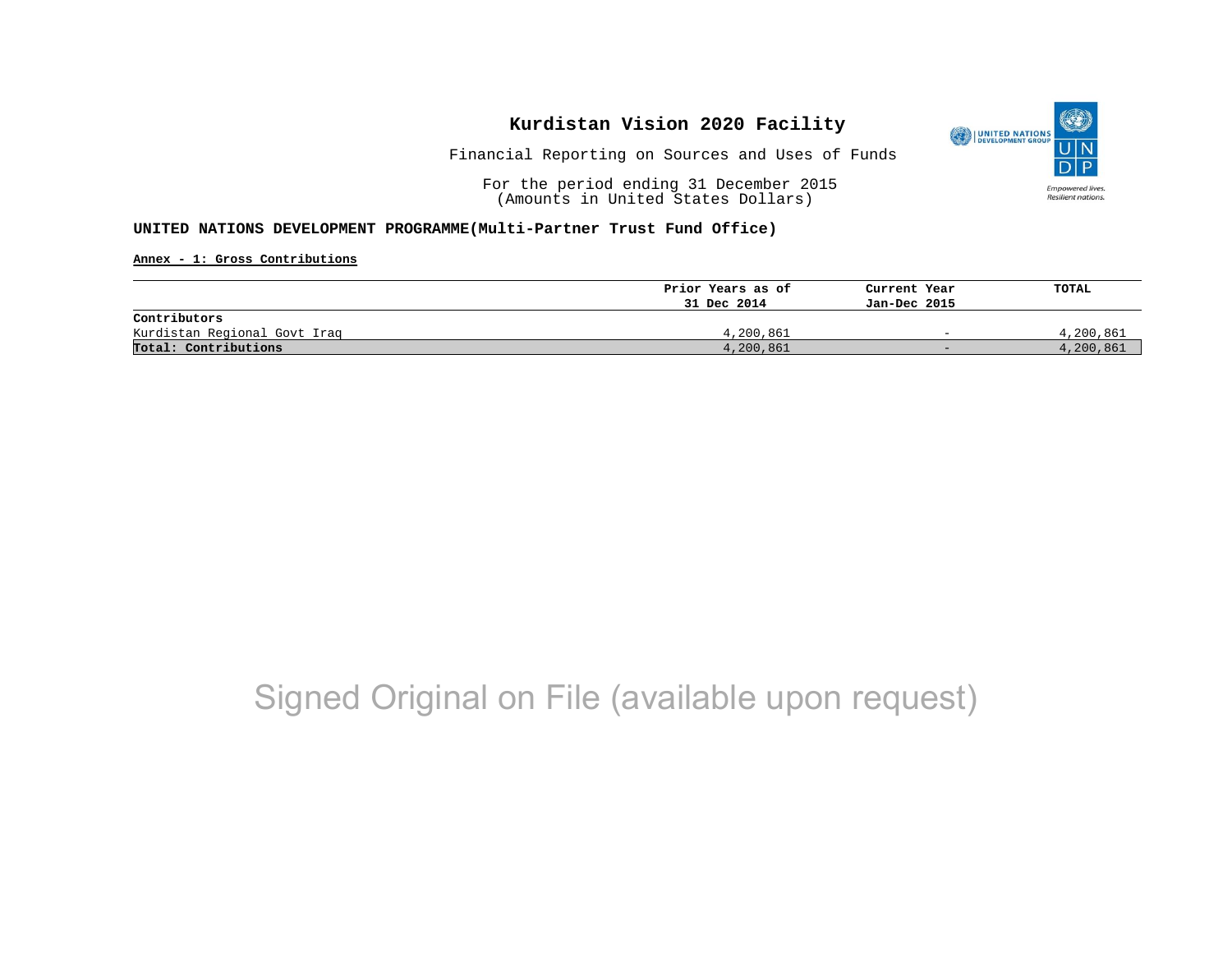# Kurdistan Vision 2020 Facility

Financial Reporting on Sources and Uses of Funds

For the period ending 31 December 2015
(Amounts in United States Dollars)

**UNITED NATIONS DEVELOPMENT PROGRAMME(Multi-Partner Trust Fund Office)**

**Annex - 1: Gross Contributions**

| | Prior Years as of 31 Dec 2014 | Current Year Jan-Dec 2015 | TOTAL |
|---|---|---|---|
| **Contributors** | | | |
| Kurdistan Regional Govt Iraq | 4,200,861 | - | 4,200,861 |
| **Total: Contributions** | 4,200,861 | - | 4,200,861 |

Signed Original on File (available upon request)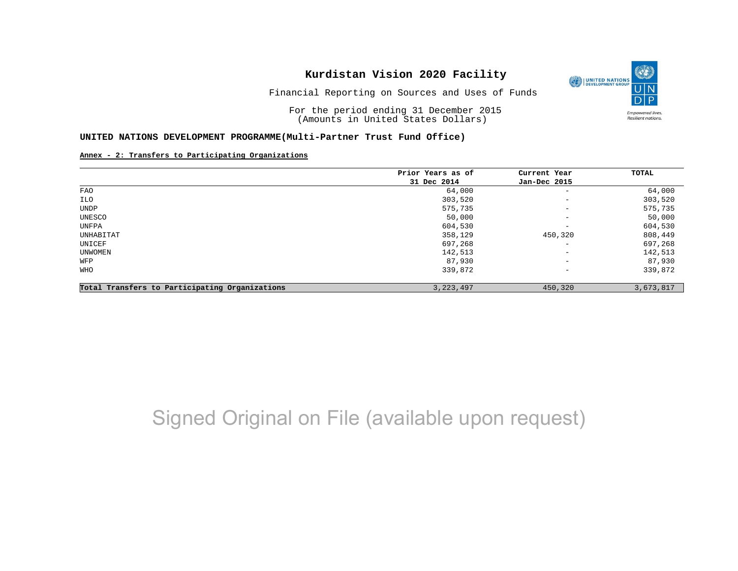**Kurdistan Vision 2020 Facility**

Financial Reporting on Sources and Uses of Funds

For the period ending 31 December 2015
(Amounts in United States Dollars)

**UNITED NATIONS DEVELOPMENT PROGRAMME(Multi-Partner Trust Fund Office)**

**Annex - 2: Transfers to Participating Organizations**

| | Prior Years as of 31 Dec 2014 | Current Year Jan-Dec 2015 | TOTAL |
|---|---|---|---|
| FAO | 64,000 | - | 64,000 |
| ILO | 303,520 | - | 303,520 |
| UNDP | 575,735 | - | 575,735 |
| UNESCO | 50,000 | - | 50,000 |
| UNFPA | 604,530 | - | 604,530 |
| UNHABITAT | 358,129 | 450,320 | 808,449 |
| UNICEF | 697,268 | - | 697,268 |
| UNWOMEN | 142,513 | - | 142,513 |
| WFP | 87,930 | - | 87,930 |
| WHO | 339,872 | - | 339,872 |
| **Total Transfers to Participating Organizations** | 3,223,497 | 450,320 | 3,673,817 |

Signed Original on File (available upon request)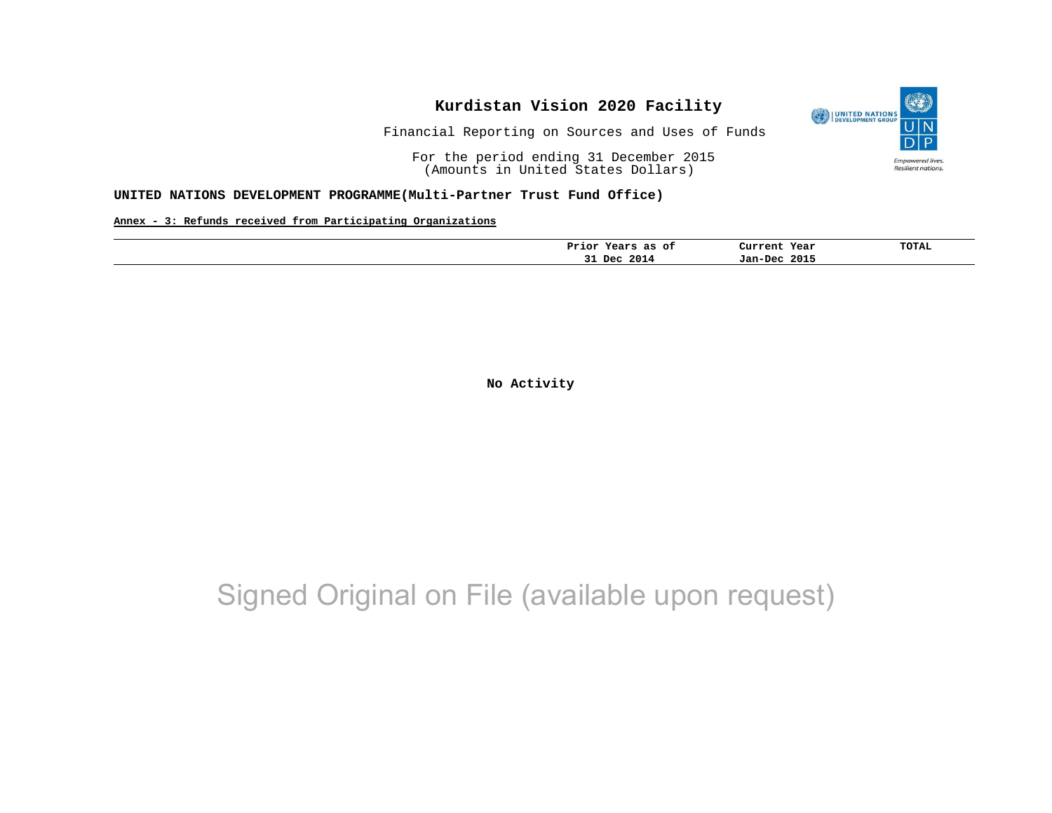# Kurdistan Vision 2020 Facility

Financial Reporting on Sources and Uses of Funds

For the period ending 31 December 2015
(Amounts in United States Dollars)

**UNITED NATIONS DEVELOPMENT PROGRAMME(Multi-Partner Trust Fund Office)**

**Annex - 3: Refunds received from Participating Organizations**

| | Prior Years as of 31 Dec 2014 | Current Year Jan-Dec 2015 | TOTAL |
|---|---|---|---|

**No Activity**

Signed Original on File (available upon request)